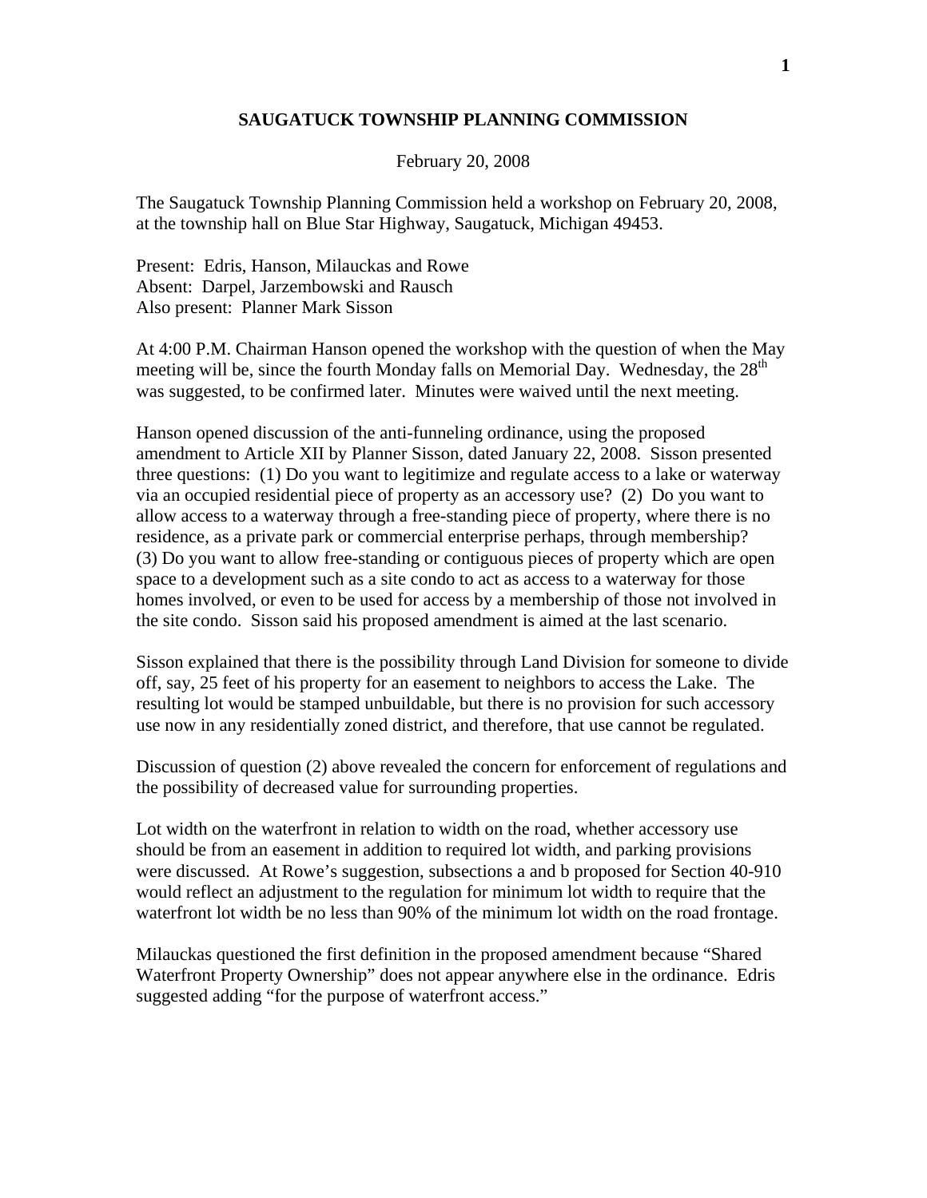## SAUGATUCK TOWNSHIP PLANNING COMMISSION

February 20, 2008

The Saugatuck Township Planning Commission held a workshop on February 20, 2008, at the township hall on Blue Star Highway, Saugatuck, Michigan 49453.

Present: Edris, Hanson, Milauckas and Rowe
Absent: Darpel, Jarzembowski and Rausch
Also present: Planner Mark Sisson

At 4:00 P.M. Chairman Hanson opened the workshop with the question of when the May meeting will be, since the fourth Monday falls on Memorial Day. Wednesday, the 28th was suggested, to be confirmed later. Minutes were waived until the next meeting.

Hanson opened discussion of the anti-funneling ordinance, using the proposed amendment to Article XII by Planner Sisson, dated January 22, 2008. Sisson presented three questions: (1) Do you want to legitimize and regulate access to a lake or waterway via an occupied residential piece of property as an accessory use? (2) Do you want to allow access to a waterway through a free-standing piece of property, where there is no residence, as a private park or commercial enterprise perhaps, through membership? (3) Do you want to allow free-standing or contiguous pieces of property which are open space to a development such as a site condo to act as access to a waterway for those homes involved, or even to be used for access by a membership of those not involved in the site condo. Sisson said his proposed amendment is aimed at the last scenario.

Sisson explained that there is the possibility through Land Division for someone to divide off, say, 25 feet of his property for an easement to neighbors to access the Lake. The resulting lot would be stamped unbuildable, but there is no provision for such accessory use now in any residentially zoned district, and therefore, that use cannot be regulated.

Discussion of question (2) above revealed the concern for enforcement of regulations and the possibility of decreased value for surrounding properties.

Lot width on the waterfront in relation to width on the road, whether accessory use should be from an easement in addition to required lot width, and parking provisions were discussed. At Rowe's suggestion, subsections a and b proposed for Section 40-910 would reflect an adjustment to the regulation for minimum lot width to require that the waterfront lot width be no less than 90% of the minimum lot width on the road frontage.

Milauckas questioned the first definition in the proposed amendment because "Shared Waterfront Property Ownership" does not appear anywhere else in the ordinance. Edris suggested adding "for the purpose of waterfront access."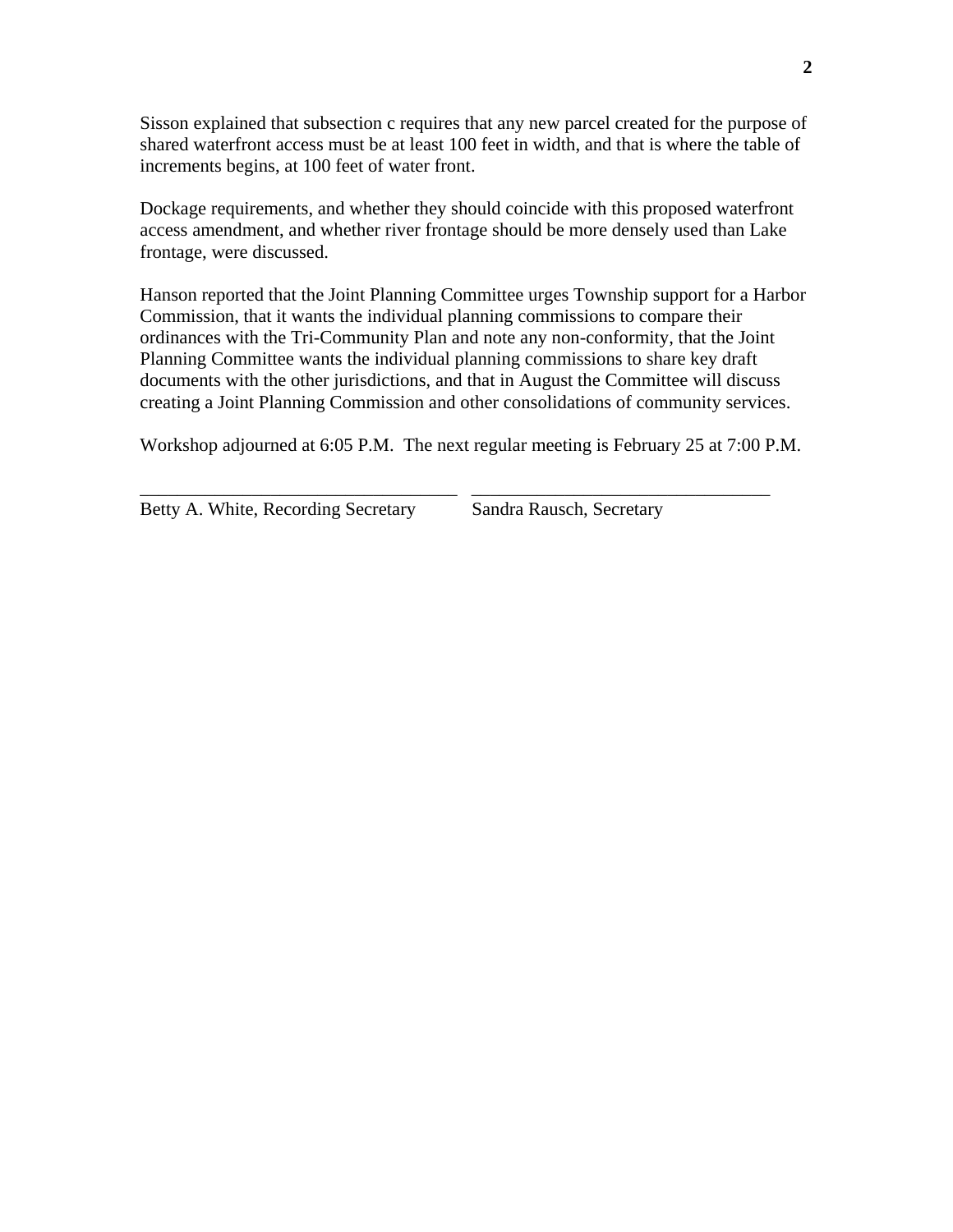Sisson explained that subsection c requires that any new parcel created for the purpose of shared waterfront access must be at least 100 feet in width, and that is where the table of increments begins, at 100 feet of water front.

Dockage requirements, and whether they should coincide with this proposed waterfront access amendment, and whether river frontage should be more densely used than Lake frontage, were discussed.

Hanson reported that the Joint Planning Committee urges Township support for a Harbor Commission, that it wants the individual planning commissions to compare their ordinances with the Tri-Community Plan and note any non-conformity, that the Joint Planning Committee wants the individual planning commissions to share key draft documents with the other jurisdictions, and that in August the Committee will discuss creating a Joint Planning Commission and other consolidations of community services.

Workshop adjourned at 6:05 P.M. The next regular meeting is February 25 at 7:00 P.M.

\_\_\_\_\_\_\_\_\_\_\_\_\_\_\_\_\_\_\_\_\_\_\_\_\_\_\_\_\_\_\_\_\_\_ \_\_\_\_\_\_\_\_\_\_\_\_\_\_\_\_\_\_\_\_\_\_\_\_\_\_\_\_\_\_\_\_\_\_

Betty A. White, Recording Secretary       Sandra Rausch, Secretary